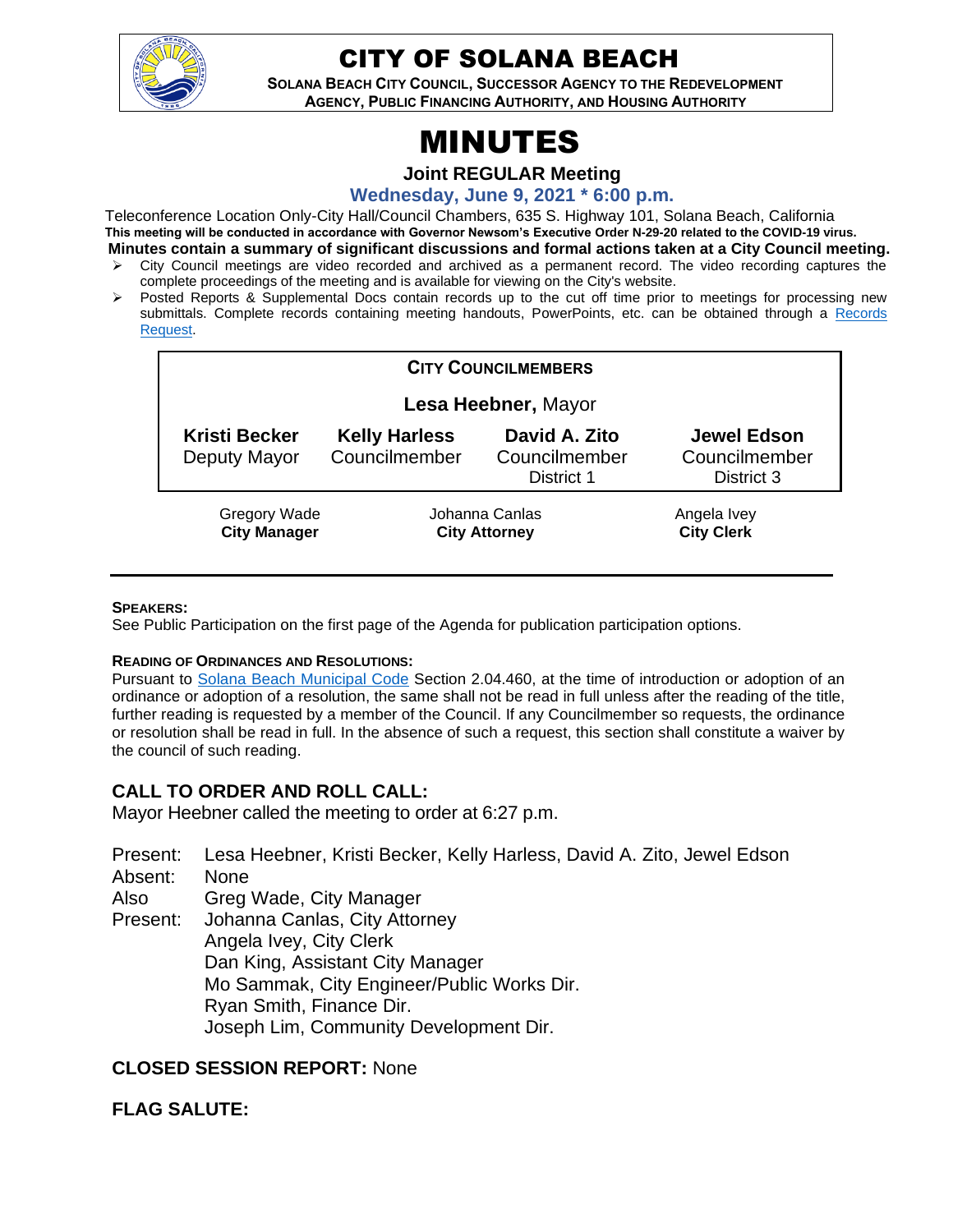# CITY OF SOLANA BEACH

**SOLANA BEACH CITY COUNCIL, SUCCESSOR AGENCY TO THE REDEVELOPMENT AGENCY, PUBLIC FINANCING AUTHORITY, AND HOUSING AUTHORITY**

# MINUTES

**Joint REGULAR Meeting**

**Wednesday, June 9, 2021 * 6:00 p.m.**

Teleconference Location Only-City Hall/Council Chambers, 635 S. Highway 101, Solana Beach, California

**This meeting will be conducted in accordance with Governor Newsom's Executive Order N-29-20 related to the COVID-19 virus.**

**Minutes contain a summary of significant discussions and formal actions taken at a City Council meeting.**

- City Council meetings are video recorded and archived as a permanent record. The video recording captures the complete proceedings of the meeting and is available for viewing on the City's website.
- Posted Reports & Supplemental Docs contain records up to the cut off time prior to meetings for processing new submittals. Complete records containing meeting handouts, PowerPoints, etc. can be obtained through a Records Request.

**CITY COUNCILMEMBERS**

**Lesa Heebner,** Mayor

| **Kristi Becker** | **Kelly Harless** | **David A. Zito** | **Jewel Edson** |
|---|---|---|---|
| Deputy Mayor | Councilmember | Councilmember District 1 | Councilmember District 3 |

| Gregory Wade | Johanna Canlas | Angela Ivey |
|---|---|---|
| **City Manager** | **City Attorney** | **City Clerk** |

**SPEAKERS:**

See Public Participation on the first page of the Agenda for publication participation options.

**READING OF ORDINANCES AND RESOLUTIONS:**

Pursuant to Solana Beach Municipal Code Section 2.04.460, at the time of introduction or adoption of an ordinance or adoption of a resolution, the same shall not be read in full unless after the reading of the title, further reading is requested by a member of the Council. If any Councilmember so requests, the ordinance or resolution shall be read in full. In the absence of such a request, this section shall constitute a waiver by the council of such reading.

## CALL TO ORDER AND ROLL CALL:

Mayor Heebner called the meeting to order at 6:27 p.m.

Present: Lesa Heebner, Kristi Becker, Kelly Harless, David A. Zito, Jewel Edson
Absent: None
Also Present: Greg Wade, City Manager
Johanna Canlas, City Attorney
Angela Ivey, City Clerk
Dan King, Assistant City Manager
Mo Sammak, City Engineer/Public Works Dir.
Ryan Smith, Finance Dir.
Joseph Lim, Community Development Dir.

## CLOSED SESSION REPORT: None

## FLAG SALUTE: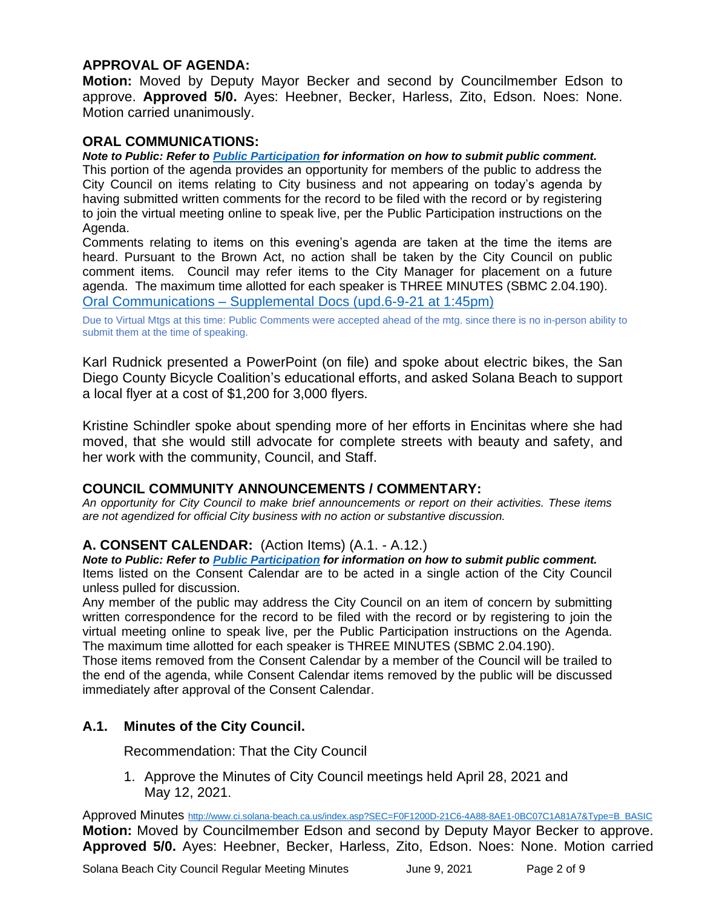## APPROVAL OF AGENDA:

**Motion:** Moved by Deputy Mayor Becker and second by Councilmember Edson to approve. **Approved 5/0.** Ayes: Heebner, Becker, Harless, Zito, Edson. Noes: None. Motion carried unanimously.

## ORAL COMMUNICATIONS:

***Note to Public: Refer to Public Participation for information on how to submit public comment.***

This portion of the agenda provides an opportunity for members of the public to address the City Council on items relating to City business and not appearing on today's agenda by having submitted written comments for the record to be filed with the record or by registering to join the virtual meeting online to speak live, per the Public Participation instructions on the Agenda.

Comments relating to items on this evening's agenda are taken at the time the items are heard. Pursuant to the Brown Act, no action shall be taken by the City Council on public comment items. Council may refer items to the City Manager for placement on a future agenda. The maximum time allotted for each speaker is THREE MINUTES (SBMC 2.04.190).

Oral Communications – Supplemental Docs (upd.6-9-21 at 1:45pm)

Due to Virtual Mtgs at this time: Public Comments were accepted ahead of the mtg. since there is no in-person ability to submit them at the time of speaking.

Karl Rudnick presented a PowerPoint (on file) and spoke about electric bikes, the San Diego County Bicycle Coalition's educational efforts, and asked Solana Beach to support a local flyer at a cost of $1,200 for 3,000 flyers.

Kristine Schindler spoke about spending more of her efforts in Encinitas where she had moved, that she would still advocate for complete streets with beauty and safety, and her work with the community, Council, and Staff.

## COUNCIL COMMUNITY ANNOUNCEMENTS / COMMENTARY:

*An opportunity for City Council to make brief announcements or report on their activities. These items are not agendized for official City business with no action or substantive discussion.*

## A. CONSENT CALENDAR: (Action Items) (A.1. - A.12.)

***Note to Public: Refer to Public Participation for information on how to submit public comment.***

Items listed on the Consent Calendar are to be acted in a single action of the City Council unless pulled for discussion.

Any member of the public may address the City Council on an item of concern by submitting written correspondence for the record to be filed with the record or by registering to join the virtual meeting online to speak live, per the Public Participation instructions on the Agenda. The maximum time allotted for each speaker is THREE MINUTES (SBMC 2.04.190).

Those items removed from the Consent Calendar by a member of the Council will be trailed to the end of the agenda, while Consent Calendar items removed by the public will be discussed immediately after approval of the Consent Calendar.

### A.1. Minutes of the City Council.

Recommendation: That the City Council

1. Approve the Minutes of City Council meetings held April 28, 2021 and May 12, 2021.

Approved Minutes http://www.ci.solana-beach.ca.us/index.asp?SEC=F0F1200D-21C6-4A88-8AE1-0BC07C1A81A7&Type=B_BASIC

**Motion:** Moved by Councilmember Edson and second by Deputy Mayor Becker to approve. **Approved 5/0.** Ayes: Heebner, Becker, Harless, Zito, Edson. Noes: None. Motion carried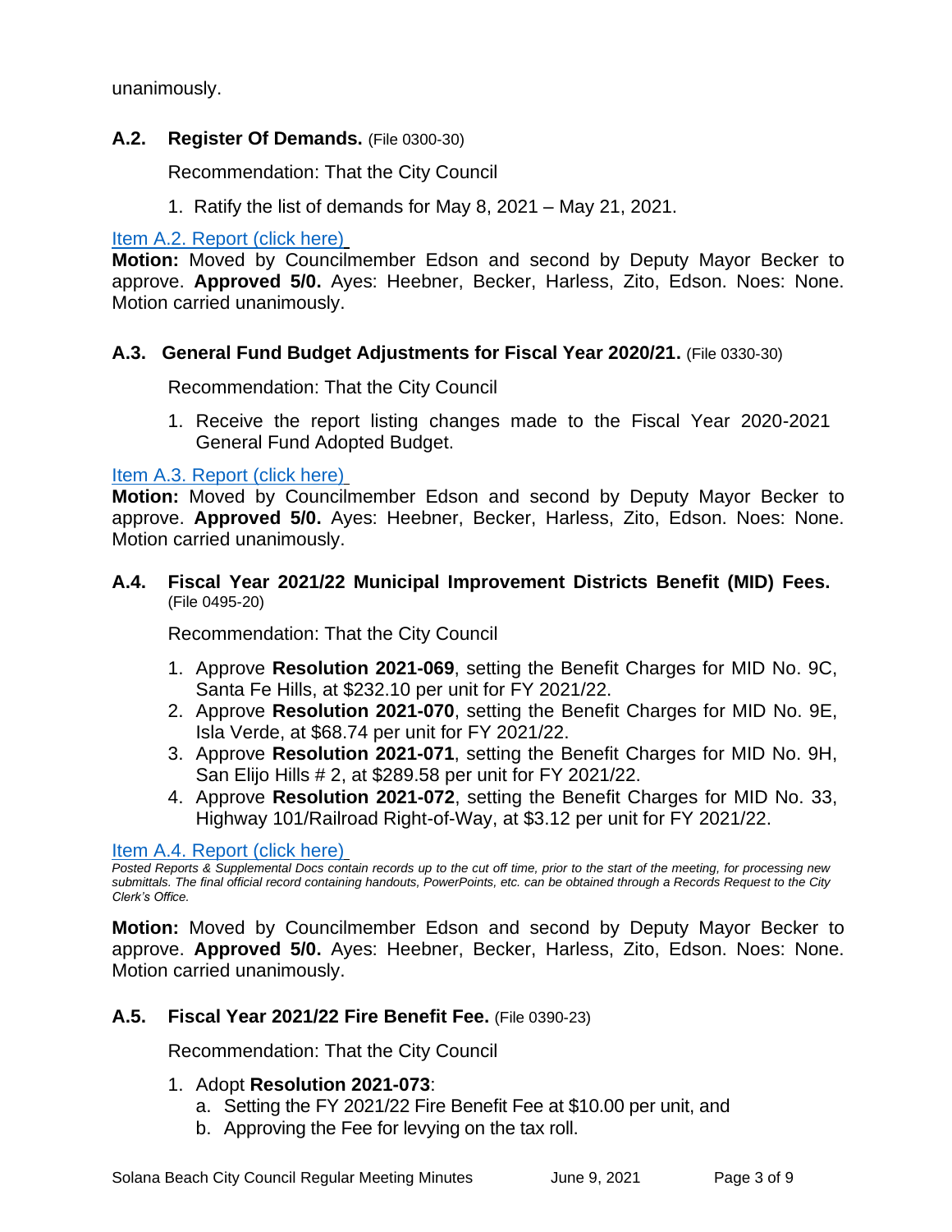unanimously.

### A.2. Register Of Demands. (File 0300-30)

Recommendation: That the City Council

1. Ratify the list of demands for May 8, 2021 – May 21, 2021.

Item A.2. Report (click here)

**Motion:** Moved by Councilmember Edson and second by Deputy Mayor Becker to approve. **Approved 5/0.** Ayes: Heebner, Becker, Harless, Zito, Edson. Noes: None. Motion carried unanimously.

### A.3. General Fund Budget Adjustments for Fiscal Year 2020/21. (File 0330-30)

Recommendation: That the City Council

1. Receive the report listing changes made to the Fiscal Year 2020-2021 General Fund Adopted Budget.

Item A.3. Report (click here)

**Motion:** Moved by Councilmember Edson and second by Deputy Mayor Becker to approve. **Approved 5/0.** Ayes: Heebner, Becker, Harless, Zito, Edson. Noes: None. Motion carried unanimously.

### A.4. Fiscal Year 2021/22 Municipal Improvement Districts Benefit (MID) Fees. (File 0495-20)

Recommendation: That the City Council

1. Approve **Resolution 2021-069**, setting the Benefit Charges for MID No. 9C, Santa Fe Hills, at $232.10 per unit for FY 2021/22.
2. Approve **Resolution 2021-070**, setting the Benefit Charges for MID No. 9E, Isla Verde, at $68.74 per unit for FY 2021/22.
3. Approve **Resolution 2021-071**, setting the Benefit Charges for MID No. 9H, San Elijo Hills # 2, at $289.58 per unit for FY 2021/22.
4. Approve **Resolution 2021-072**, setting the Benefit Charges for MID No. 33, Highway 101/Railroad Right-of-Way, at $3.12 per unit for FY 2021/22.

Item A.4. Report (click here)

*Posted Reports & Supplemental Docs contain records up to the cut off time, prior to the start of the meeting, for processing new submittals. The final official record containing handouts, PowerPoints, etc. can be obtained through a Records Request to the City Clerk's Office.*

**Motion:** Moved by Councilmember Edson and second by Deputy Mayor Becker to approve. **Approved 5/0.** Ayes: Heebner, Becker, Harless, Zito, Edson. Noes: None. Motion carried unanimously.

### A.5. Fiscal Year 2021/22 Fire Benefit Fee. (File 0390-23)

Recommendation: That the City Council

1. Adopt **Resolution 2021-073**:
   a. Setting the FY 2021/22 Fire Benefit Fee at $10.00 per unit, and
   b. Approving the Fee for levying on the tax roll.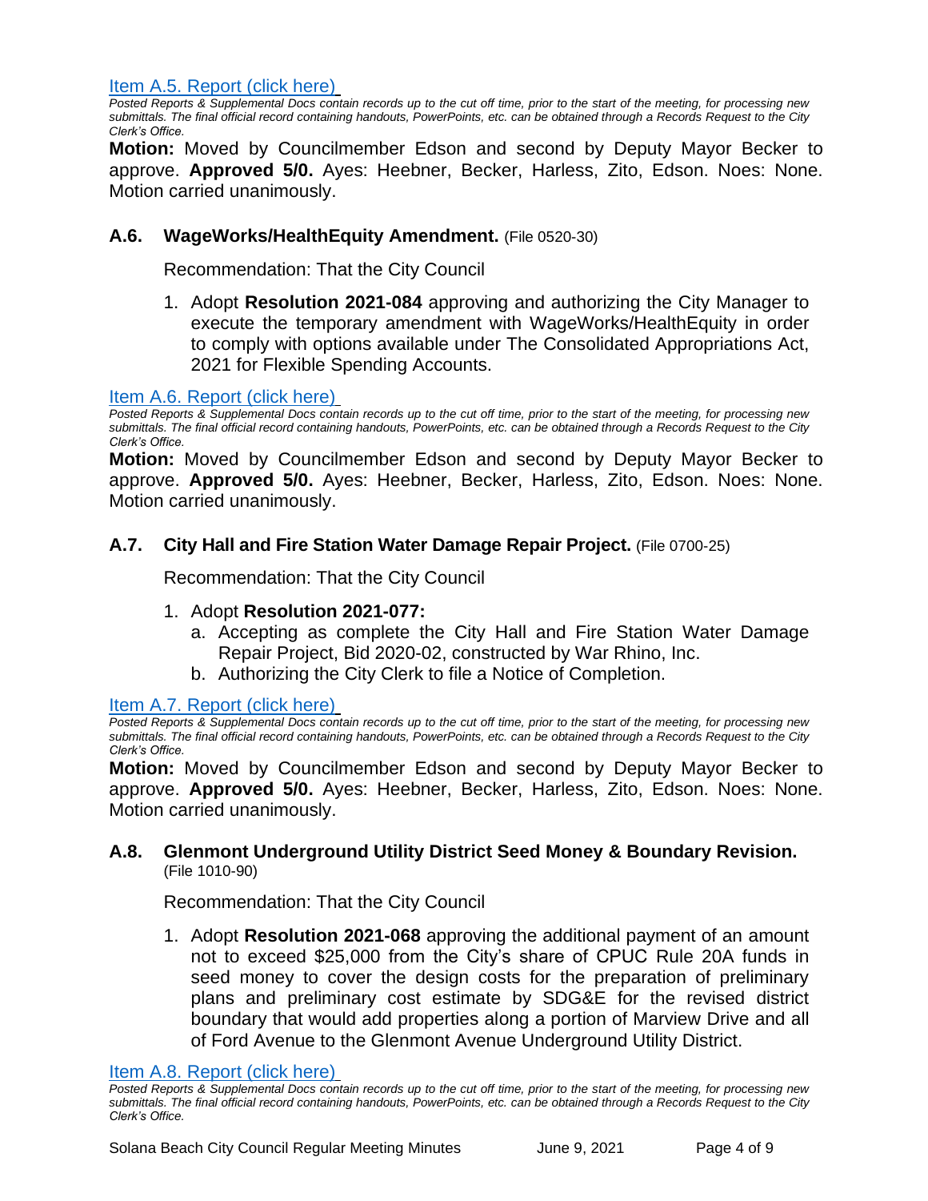[Item A.5. Report (click here)](#)

*Posted Reports & Supplemental Docs contain records up to the cut off time, prior to the start of the meeting, for processing new submittals. The final official record containing handouts, PowerPoints, etc. can be obtained through a Records Request to the City Clerk's Office.*

**Motion:** Moved by Councilmember Edson and second by Deputy Mayor Becker to approve. **Approved 5/0.** Ayes: Heebner, Becker, Harless, Zito, Edson. Noes: None. Motion carried unanimously.

### A.6. WageWorks/HealthEquity Amendment. (File 0520-30)

Recommendation: That the City Council

1. Adopt **Resolution 2021-084** approving and authorizing the City Manager to execute the temporary amendment with WageWorks/HealthEquity in order to comply with options available under The Consolidated Appropriations Act, 2021 for Flexible Spending Accounts.

[Item A.6. Report (click here)](#)

*Posted Reports & Supplemental Docs contain records up to the cut off time, prior to the start of the meeting, for processing new submittals. The final official record containing handouts, PowerPoints, etc. can be obtained through a Records Request to the City Clerk's Office.*

**Motion:** Moved by Councilmember Edson and second by Deputy Mayor Becker to approve. **Approved 5/0.** Ayes: Heebner, Becker, Harless, Zito, Edson. Noes: None. Motion carried unanimously.

### A.7. City Hall and Fire Station Water Damage Repair Project. (File 0700-25)

Recommendation: That the City Council

1. Adopt **Resolution 2021-077:**
   a. Accepting as complete the City Hall and Fire Station Water Damage Repair Project, Bid 2020-02, constructed by War Rhino, Inc.
   b. Authorizing the City Clerk to file a Notice of Completion.

[Item A.7. Report (click here)](#)

*Posted Reports & Supplemental Docs contain records up to the cut off time, prior to the start of the meeting, for processing new submittals. The final official record containing handouts, PowerPoints, etc. can be obtained through a Records Request to the City Clerk's Office.*

**Motion:** Moved by Councilmember Edson and second by Deputy Mayor Becker to approve. **Approved 5/0.** Ayes: Heebner, Becker, Harless, Zito, Edson. Noes: None. Motion carried unanimously.

### A.8. Glenmont Underground Utility District Seed Money & Boundary Revision. (File 1010-90)

Recommendation: That the City Council

1. Adopt **Resolution 2021-068** approving the additional payment of an amount not to exceed $25,000 from the City's share of CPUC Rule 20A funds in seed money to cover the design costs for the preparation of preliminary plans and preliminary cost estimate by SDG&E for the revised district boundary that would add properties along a portion of Marview Drive and all of Ford Avenue to the Glenmont Avenue Underground Utility District.

[Item A.8. Report (click here)](#)

*Posted Reports & Supplemental Docs contain records up to the cut off time, prior to the start of the meeting, for processing new submittals. The final official record containing handouts, PowerPoints, etc. can be obtained through a Records Request to the City Clerk's Office.*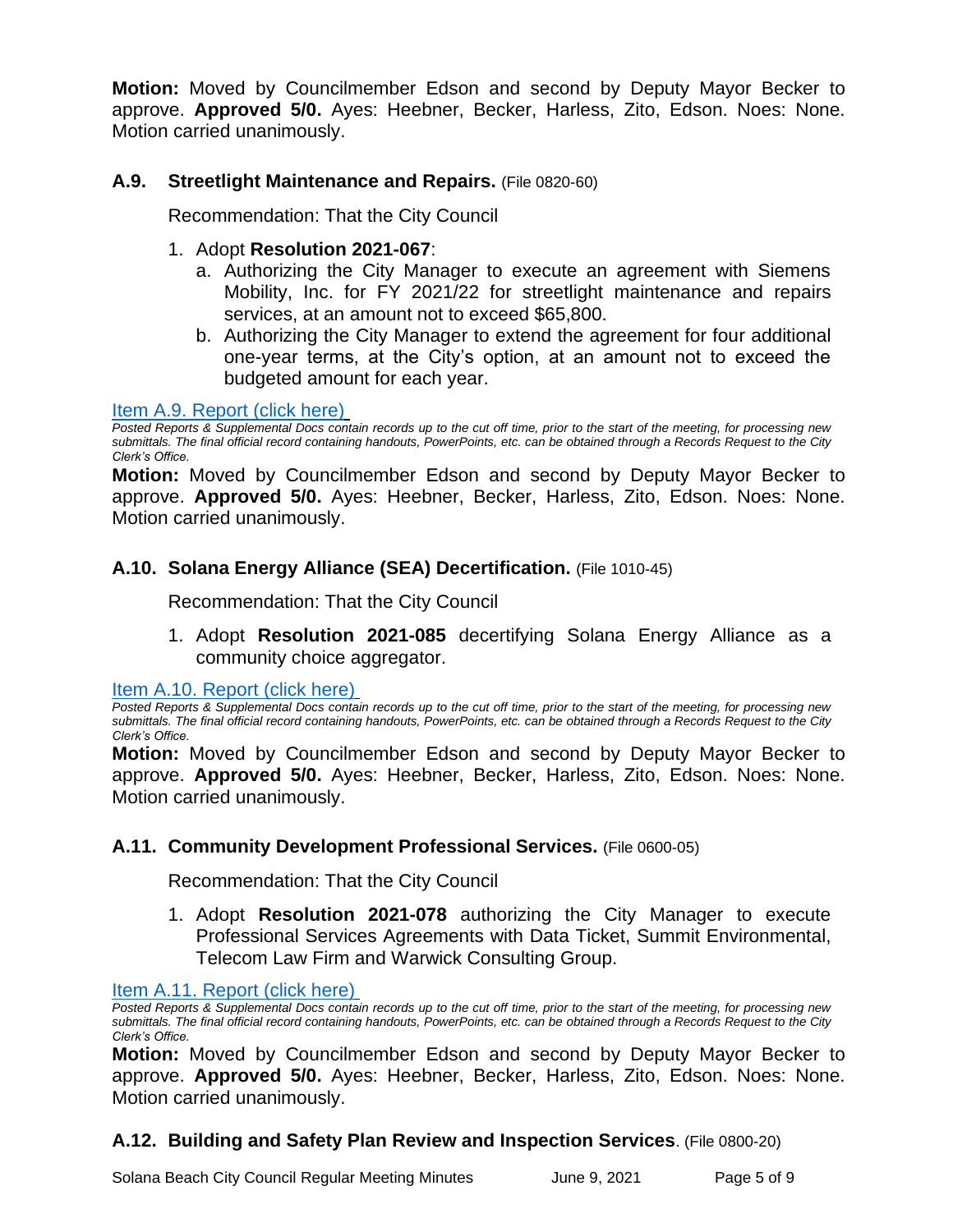**Motion:** Moved by Councilmember Edson and second by Deputy Mayor Becker to approve. **Approved 5/0.** Ayes: Heebner, Becker, Harless, Zito, Edson. Noes: None. Motion carried unanimously.

### A.9. Streetlight Maintenance and Repairs. (File 0820-60)

Recommendation: That the City Council

1. Adopt **Resolution 2021-067**:
   a. Authorizing the City Manager to execute an agreement with Siemens Mobility, Inc. for FY 2021/22 for streetlight maintenance and repairs services, at an amount not to exceed $65,800.
   b. Authorizing the City Manager to extend the agreement for four additional one-year terms, at the City's option, at an amount not to exceed the budgeted amount for each year.

Item A.9. Report (click here)

*Posted Reports & Supplemental Docs contain records up to the cut off time, prior to the start of the meeting, for processing new submittals. The final official record containing handouts, PowerPoints, etc. can be obtained through a Records Request to the City Clerk's Office.*

**Motion:** Moved by Councilmember Edson and second by Deputy Mayor Becker to approve. **Approved 5/0.** Ayes: Heebner, Becker, Harless, Zito, Edson. Noes: None. Motion carried unanimously.

### A.10. Solana Energy Alliance (SEA) Decertification. (File 1010-45)

Recommendation: That the City Council

1. Adopt **Resolution 2021-085** decertifying Solana Energy Alliance as a community choice aggregator.

Item A.10. Report (click here)

*Posted Reports & Supplemental Docs contain records up to the cut off time, prior to the start of the meeting, for processing new submittals. The final official record containing handouts, PowerPoints, etc. can be obtained through a Records Request to the City Clerk's Office.*

**Motion:** Moved by Councilmember Edson and second by Deputy Mayor Becker to approve. **Approved 5/0.** Ayes: Heebner, Becker, Harless, Zito, Edson. Noes: None. Motion carried unanimously.

### A.11. Community Development Professional Services. (File 0600-05)

Recommendation: That the City Council

1. Adopt **Resolution 2021-078** authorizing the City Manager to execute Professional Services Agreements with Data Ticket, Summit Environmental, Telecom Law Firm and Warwick Consulting Group.

Item A.11. Report (click here)

*Posted Reports & Supplemental Docs contain records up to the cut off time, prior to the start of the meeting, for processing new submittals. The final official record containing handouts, PowerPoints, etc. can be obtained through a Records Request to the City Clerk's Office.*

**Motion:** Moved by Councilmember Edson and second by Deputy Mayor Becker to approve. **Approved 5/0.** Ayes: Heebner, Becker, Harless, Zito, Edson. Noes: None. Motion carried unanimously.

### A.12. Building and Safety Plan Review and Inspection Services. (File 0800-20)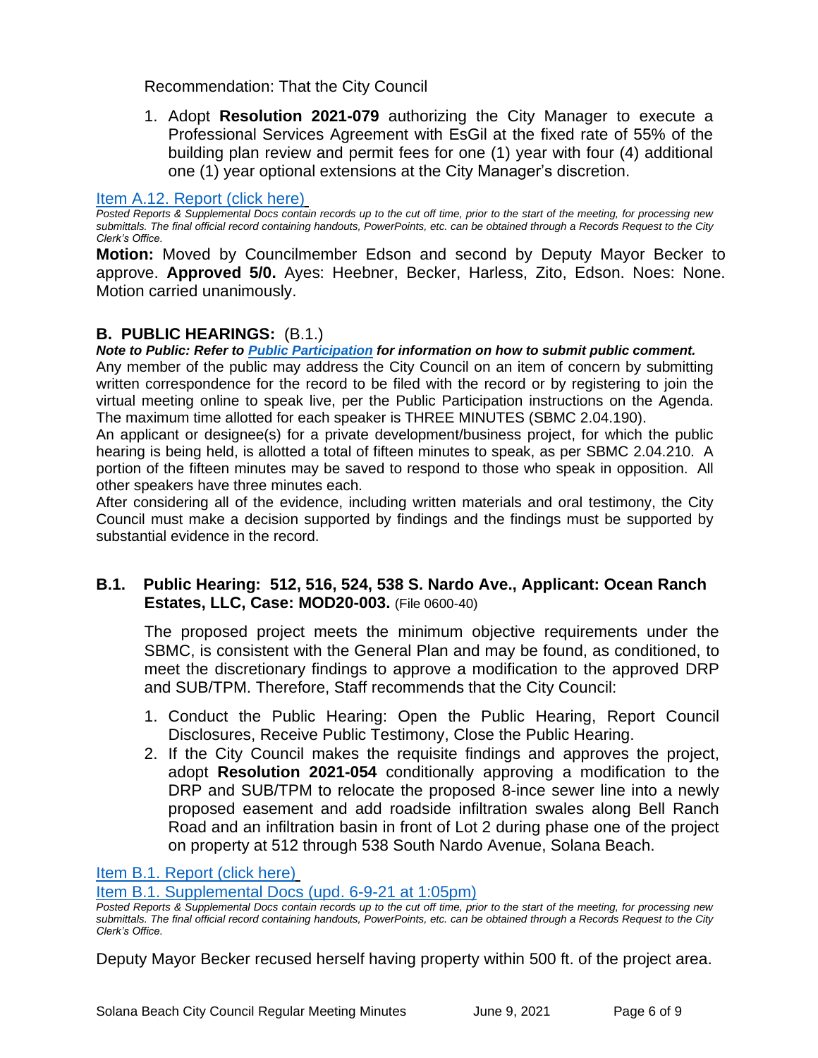Recommendation: That the City Council

1. Adopt **Resolution 2021-079** authorizing the City Manager to execute a Professional Services Agreement with EsGil at the fixed rate of 55% of the building plan review and permit fees for one (1) year with four (4) additional one (1) year optional extensions at the City Manager's discretion.

Item A.12. Report (click here)

*Posted Reports & Supplemental Docs contain records up to the cut off time, prior to the start of the meeting, for processing new submittals. The final official record containing handouts, PowerPoints, etc. can be obtained through a Records Request to the City Clerk's Office.*

**Motion:** Moved by Councilmember Edson and second by Deputy Mayor Becker to approve. **Approved 5/0.** Ayes: Heebner, Becker, Harless, Zito, Edson. Noes: None. Motion carried unanimously.

## B. PUBLIC HEARINGS: (B.1.)

***Note to Public: Refer to Public Participation for information on how to submit public comment.***

Any member of the public may address the City Council on an item of concern by submitting written correspondence for the record to be filed with the record or by registering to join the virtual meeting online to speak live, per the Public Participation instructions on the Agenda. The maximum time allotted for each speaker is THREE MINUTES (SBMC 2.04.190).

An applicant or designee(s) for a private development/business project, for which the public hearing is being held, is allotted a total of fifteen minutes to speak, as per SBMC 2.04.210. A portion of the fifteen minutes may be saved to respond to those who speak in opposition. All other speakers have three minutes each.

After considering all of the evidence, including written materials and oral testimony, the City Council must make a decision supported by findings and the findings must be supported by substantial evidence in the record.

### B.1. Public Hearing: 512, 516, 524, 538 S. Nardo Ave., Applicant: Ocean Ranch Estates, LLC, Case: MOD20-003. (File 0600-40)

The proposed project meets the minimum objective requirements under the SBMC, is consistent with the General Plan and may be found, as conditioned, to meet the discretionary findings to approve a modification to the approved DRP and SUB/TPM. Therefore, Staff recommends that the City Council:

1. Conduct the Public Hearing: Open the Public Hearing, Report Council Disclosures, Receive Public Testimony, Close the Public Hearing.
2. If the City Council makes the requisite findings and approves the project, adopt **Resolution 2021-054** conditionally approving a modification to the DRP and SUB/TPM to relocate the proposed 8-ince sewer line into a newly proposed easement and add roadside infiltration swales along Bell Ranch Road and an infiltration basin in front of Lot 2 during phase one of the project on property at 512 through 538 South Nardo Avenue, Solana Beach.

Item B.1. Report (click here)

Item B.1. Supplemental Docs (upd. 6-9-21 at 1:05pm)

*Posted Reports & Supplemental Docs contain records up to the cut off time, prior to the start of the meeting, for processing new submittals. The final official record containing handouts, PowerPoints, etc. can be obtained through a Records Request to the City Clerk's Office.*

Deputy Mayor Becker recused herself having property within 500 ft. of the project area.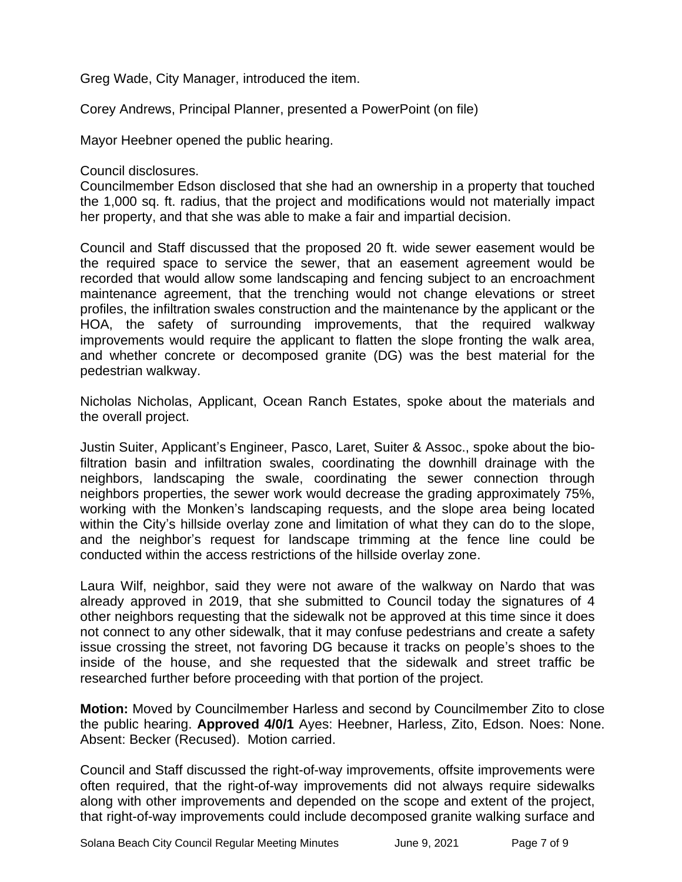Greg Wade, City Manager, introduced the item.

Corey Andrews, Principal Planner, presented a PowerPoint (on file)

Mayor Heebner opened the public hearing.

Council disclosures.
Councilmember Edson disclosed that she had an ownership in a property that touched the 1,000 sq. ft. radius, that the project and modifications would not materially impact her property, and that she was able to make a fair and impartial decision.

Council and Staff discussed that the proposed 20 ft. wide sewer easement would be the required space to service the sewer, that an easement agreement would be recorded that would allow some landscaping and fencing subject to an encroachment maintenance agreement, that the trenching would not change elevations or street profiles, the infiltration swales construction and the maintenance by the applicant or the HOA, the safety of surrounding improvements, that the required walkway improvements would require the applicant to flatten the slope fronting the walk area, and whether concrete or decomposed granite (DG) was the best material for the pedestrian walkway.

Nicholas Nicholas, Applicant, Ocean Ranch Estates, spoke about the materials and the overall project.

Justin Suiter, Applicant's Engineer, Pasco, Laret, Suiter & Assoc., spoke about the bio-filtration basin and infiltration swales, coordinating the downhill drainage with the neighbors, landscaping the swale, coordinating the sewer connection through neighbors properties, the sewer work would decrease the grading approximately 75%, working with the Monken's landscaping requests, and the slope area being located within the City's hillside overlay zone and limitation of what they can do to the slope, and the neighbor's request for landscape trimming at the fence line could be conducted within the access restrictions of the hillside overlay zone.

Laura Wilf, neighbor, said they were not aware of the walkway on Nardo that was already approved in 2019, that she submitted to Council today the signatures of 4 other neighbors requesting that the sidewalk not be approved at this time since it does not connect to any other sidewalk, that it may confuse pedestrians and create a safety issue crossing the street, not favoring DG because it tracks on people's shoes to the inside of the house, and she requested that the sidewalk and street traffic be researched further before proceeding with that portion of the project.

**Motion:** Moved by Councilmember Harless and second by Councilmember Zito to close the public hearing. **Approved 4/0/1** Ayes: Heebner, Harless, Zito, Edson. Noes: None. Absent: Becker (Recused). Motion carried.

Council and Staff discussed the right-of-way improvements, offsite improvements were often required, that the right-of-way improvements did not always require sidewalks along with other improvements and depended on the scope and extent of the project, that right-of-way improvements could include decomposed granite walking surface and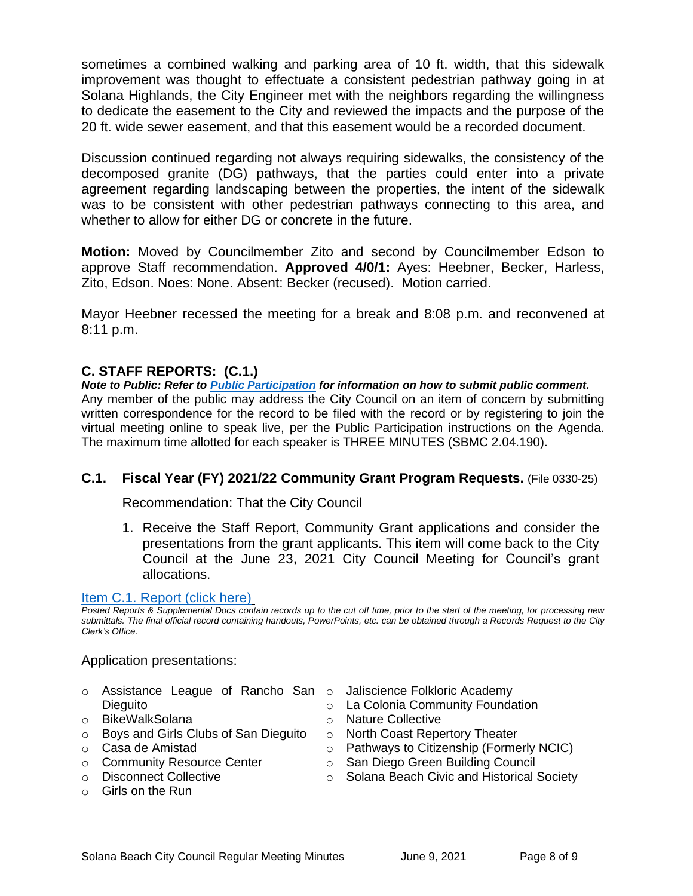sometimes a combined walking and parking area of 10 ft. width, that this sidewalk improvement was thought to effectuate a consistent pedestrian pathway going in at Solana Highlands, the City Engineer met with the neighbors regarding the willingness to dedicate the easement to the City and reviewed the impacts and the purpose of the 20 ft. wide sewer easement, and that this easement would be a recorded document.

Discussion continued regarding not always requiring sidewalks, the consistency of the decomposed granite (DG) pathways, that the parties could enter into a private agreement regarding landscaping between the properties, the intent of the sidewalk was to be consistent with other pedestrian pathways connecting to this area, and whether to allow for either DG or concrete in the future.

**Motion:** Moved by Councilmember Zito and second by Councilmember Edson to approve Staff recommendation. **Approved 4/0/1:** Ayes: Heebner, Becker, Harless, Zito, Edson. Noes: None. Absent: Becker (recused). Motion carried.

Mayor Heebner recessed the meeting for a break and 8:08 p.m. and reconvened at 8:11 p.m.

## C. STAFF REPORTS: (C.1.)

***Note to Public: Refer to [Public Participation] for information on how to submit public comment.***
Any member of the public may address the City Council on an item of concern by submitting written correspondence for the record to be filed with the record or by registering to join the virtual meeting online to speak live, per the Public Participation instructions on the Agenda. The maximum time allotted for each speaker is THREE MINUTES (SBMC 2.04.190).

### C.1. Fiscal Year (FY) 2021/22 Community Grant Program Requests. (File 0330-25)

Recommendation: That the City Council

1. Receive the Staff Report, Community Grant applications and consider the presentations from the grant applicants. This item will come back to the City Council at the June 23, 2021 City Council Meeting for Council's grant allocations.

[Item C.1. Report (click here)]

*Posted Reports & Supplemental Docs contain records up to the cut off time, prior to the start of the meeting, for processing new submittals. The final official record containing handouts, PowerPoints, etc. can be obtained through a Records Request to the City Clerk's Office.*

Application presentations:

- Assistance League of Rancho San Dieguito
- BikeWalkSolana
- Boys and Girls Clubs of San Dieguito
- Casa de Amistad
- Community Resource Center
- Disconnect Collective
- Girls on the Run
- Jaliscience Folklorić Academy
- La Colonia Community Foundation
- Nature Collective
- North Coast Repertory Theater
- Pathways to Citizenship (Formerly NCIC)
- San Diego Green Building Council
- Solana Beach Civic and Historical Society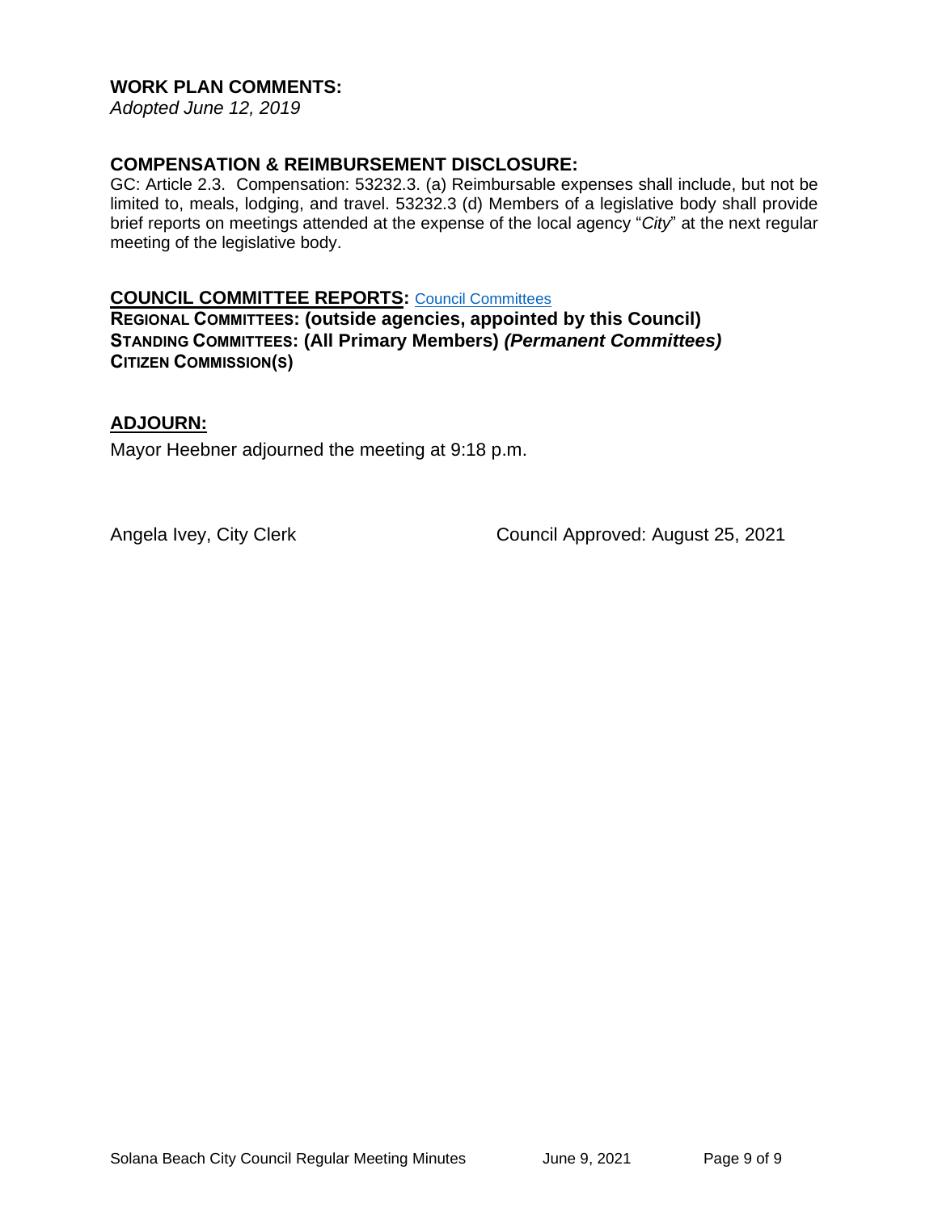## WORK PLAN COMMENTS:

*Adopted June 12, 2019*

## COMPENSATION & REIMBURSEMENT DISCLOSURE:

GC: Article 2.3. Compensation: 53232.3. (a) Reimbursable expenses shall include, but not be limited to, meals, lodging, and travel. 53232.3 (d) Members of a legislative body shall provide brief reports on meetings attended at the expense of the local agency "*City*" at the next regular meeting of the legislative body.

## COUNCIL COMMITTEE REPORTS: Council Committees

**REGIONAL COMMITTEES: (outside agencies, appointed by this Council)**
**STANDING COMMITTEES: (All Primary Members) *(Permanent Committees)***
**CITIZEN COMMISSION(S)**

## ADJOURN:

Mayor Heebner adjourned the meeting at 9:18 p.m.

Angela Ivey, City Clerk                Council Approved: August 25, 2021